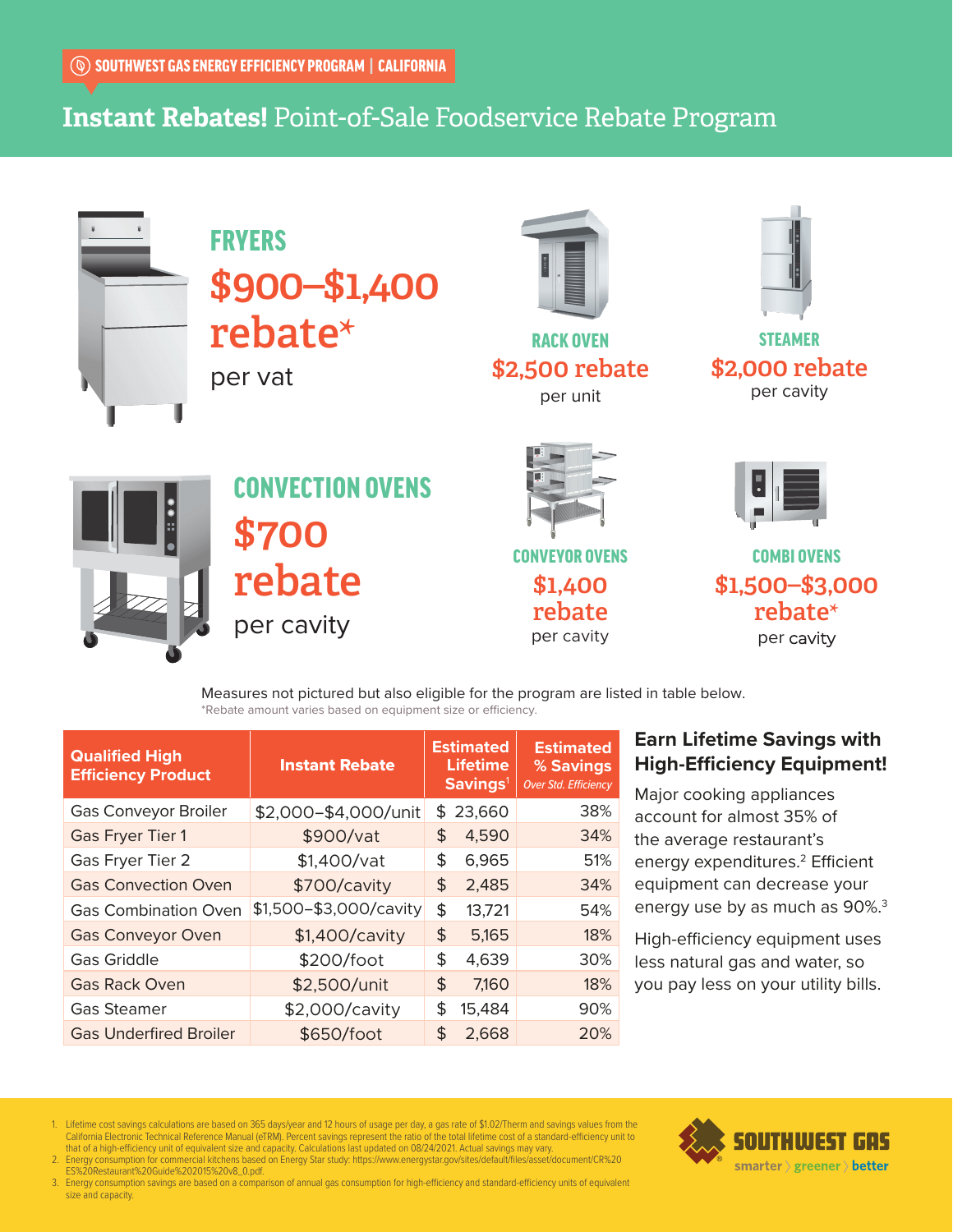SOUTHWEST GAS ENERGY EFFICIENCY PROGRAM | CALIFORNIA

# Instant Rebates! Point-of-Sale Foodservice Rebate Program

## FRYERS

**$900–$1,400 rebate***

per vat

## RACK OVEN

**$2,500 rebate**

per unit

## STEAMER

**$2,000 rebate**

per cavity

## CONVECTION OVENS

**$700 rebate**

per cavity

## CONVEYOR OVENS

**$1,400 rebate**

per cavity

## COMBI OVENS

**$1,500–$3,000 rebate***

per cavity

Measures not pictured but also eligible for the program are listed in table below.

*Rebate amount varies based on equipment size or efficiency.

| Qualified High Efficiency Product | Instant Rebate | Estimated Lifetime Savings[1] | Estimated % Savings *Over Std. Efficiency* |
|---|---|---|---|
| Gas Conveyor Broiler | $2,000–$4,000/unit | $ 23,660 | 38% |
| Gas Fryer Tier 1 | $900/vat | $ 4,590 | 34% |
| Gas Fryer Tier 2 | $1,400/vat | $ 6,965 | 51% |
| Gas Convection Oven | $700/cavity | $ 2,485 | 34% |
| Gas Combination Oven | $1,500–$3,000/cavity | $ 13,721 | 54% |
| Gas Conveyor Oven | $1,400/cavity | $ 5,165 | 18% |
| Gas Griddle | $200/foot | $ 4,639 | 30% |
| Gas Rack Oven | $2,500/unit | $ 7,160 | 18% |
| Gas Steamer | $2,000/cavity | $ 15,484 | 90% |
| Gas Underfired Broiler | $650/foot | $ 2,668 | 20% |

## Earn Lifetime Savings with High-Efficiency Equipment!

Major cooking appliances account for almost 35% of the average restaurant's energy expenditures.[2] Efficient equipment can decrease your energy use by as much as 90%.[3]

High-efficiency equipment uses less natural gas and water, so you pay less on your utility bills.

1. Lifetime cost savings calculations are based on 365 days/year and 12 hours of usage per day, a gas rate of $1.02/Therm and savings values from the California Electronic Technical Reference Manual (eTRM). Percent savings represent the ratio of the total lifetime cost of a standard-efficiency unit to that of a high-efficiency unit of equivalent size and capacity. Calculations last updated on 08/24/2021. Actual savings may vary.
2. Energy consumption for commercial kitchens based on Energy Star study: https://www.energystar.gov/sites/default/files/asset/document/CR%20ES%20Restaurant%20Guide%202015%20v8_0.pdf.
3. Energy consumption savings are based on a comparison of annual gas consumption for high-efficiency and standard-efficiency units of equivalent size and capacity.

SOUTHWEST GAS

smarter 〉 greener 〉 better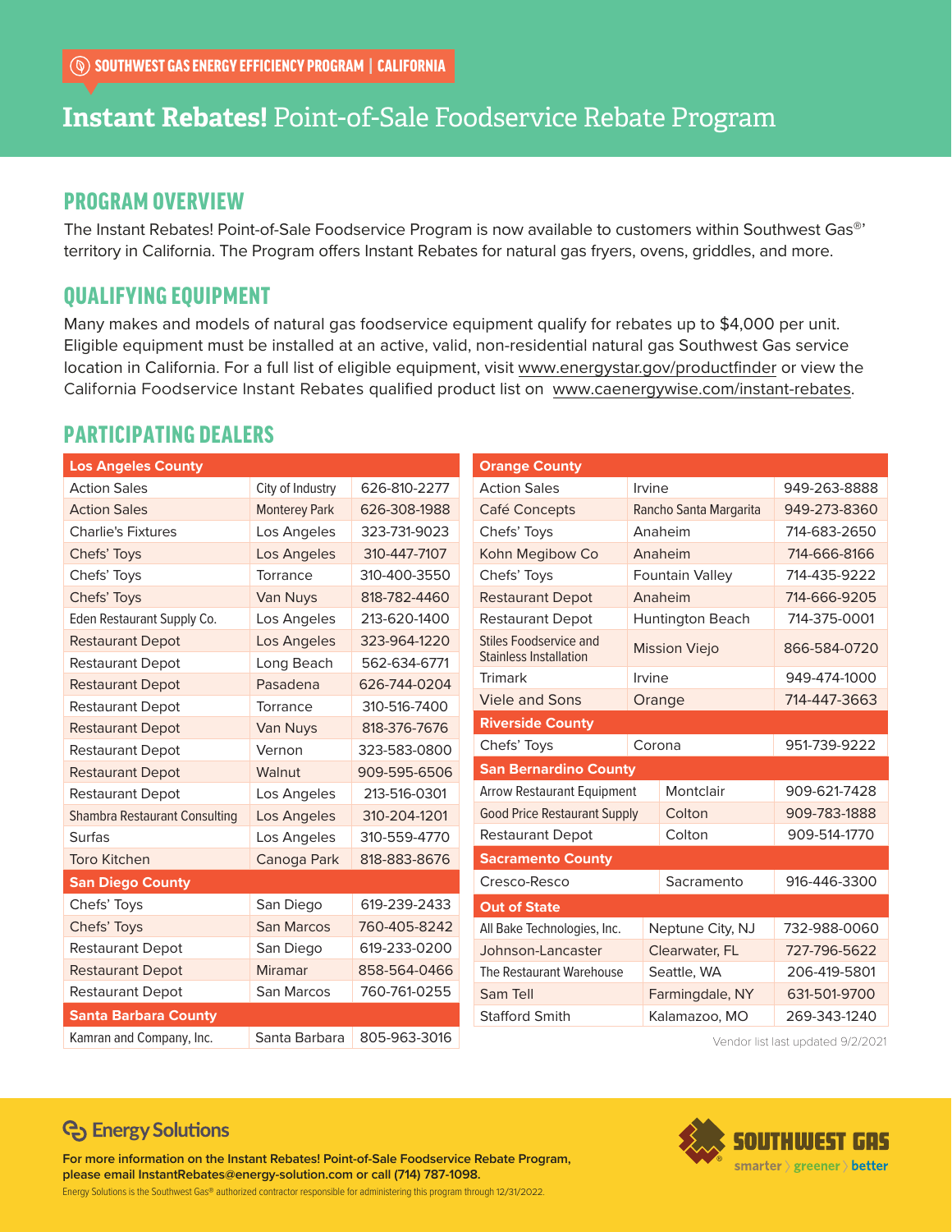SOUTHWEST GAS ENERGY EFFICIENCY PROGRAM | CALIFORNIA

# **Instant Rebates!** Point-of-Sale Foodservice Rebate Program

## PROGRAM OVERVIEW

The Instant Rebates! Point-of-Sale Foodservice Program is now available to customers within Southwest Gas®' territory in California. The Program offers Instant Rebates for natural gas fryers, ovens, griddles, and more.

## QUALIFYING EQUIPMENT

Many makes and models of natural gas foodservice equipment qualify for rebates up to $4,000 per unit. Eligible equipment must be installed at an active, valid, non-residential natural gas Southwest Gas service location in California. For a full list of eligible equipment, visit www.energystar.gov/productfinder or view the California Foodservice Instant Rebates qualified product list on www.caenergywise.com/instant-rebates.

## PARTICIPATING DEALERS

| **Los Angeles County** | | |
|---|---|---|
| Action Sales | City of Industry | 626-810-2277 |
| Action Sales | Monterey Park | 626-308-1988 |
| Charlie's Fixtures | Los Angeles | 323-731-9023 |
| Chefs' Toys | Los Angeles | 310-447-7107 |
| Chefs' Toys | Torrance | 310-400-3550 |
| Chefs' Toys | Van Nuys | 818-782-4460 |
| Eden Restaurant Supply Co. | Los Angeles | 213-620-1400 |
| Restaurant Depot | Los Angeles | 323-964-1220 |
| Restaurant Depot | Long Beach | 562-634-6771 |
| Restaurant Depot | Pasadena | 626-744-0204 |
| Restaurant Depot | Torrance | 310-516-7400 |
| Restaurant Depot | Van Nuys | 818-376-7676 |
| Restaurant Depot | Vernon | 323-583-0800 |
| Restaurant Depot | Walnut | 909-595-6506 |
| Restaurant Depot | Los Angeles | 213-516-0301 |
| Shambra Restaurant Consulting | Los Angeles | 310-204-1201 |
| Surfas | Los Angeles | 310-559-4770 |
| Toro Kitchen | Canoga Park | 818-883-8676 |
| **San Diego County** | | |
| Chefs' Toys | San Diego | 619-239-2433 |
| Chefs' Toys | San Marcos | 760-405-8242 |
| Restaurant Depot | San Diego | 619-233-0200 |
| Restaurant Depot | Miramar | 858-564-0466 |
| Restaurant Depot | San Marcos | 760-761-0255 |
| **Santa Barbara County** | | |
| Kamran and Company, Inc. | Santa Barbara | 805-963-3016 |

| **Orange County** | | |
|---|---|---|
| Action Sales | Irvine | 949-263-8888 |
| Café Concepts | Rancho Santa Margarita | 949-273-8360 |
| Chefs' Toys | Anaheim | 714-683-2650 |
| Kohn Megibow Co | Anaheim | 714-666-8166 |
| Chefs' Toys | Fountain Valley | 714-435-9222 |
| Restaurant Depot | Anaheim | 714-666-9205 |
| Restaurant Depot | Huntington Beach | 714-375-0001 |
| Stiles Foodservice and Stainless Installation | Mission Viejo | 866-584-0720 |
| Trimark | Irvine | 949-474-1000 |
| Viele and Sons | Orange | 714-447-3663 |
| **Riverside County** | | |
| Chefs' Toys | Corona | 951-739-9222 |
| **San Bernardino County** | | |
| Arrow Restaurant Equipment | Montclair | 909-621-7428 |
| Good Price Restaurant Supply | Colton | 909-783-1888 |
| Restaurant Depot | Colton | 909-514-1770 |
| **Sacramento County** | | |
| Cresco-Resco | Sacramento | 916-446-3300 |
| **Out of State** | | |
| All Bake Technologies, Inc. | Neptune City, NJ | 732-988-0060 |
| Johnson-Lancaster | Clearwater, FL | 727-796-5622 |
| The Restaurant Warehouse | Seattle, WA | 206-419-5801 |
| Sam Tell | Farmingdale, NY | 631-501-9700 |
| Stafford Smith | Kalamazoo, MO | 269-343-1240 |

Vendor list last updated 9/2/2021

Energy Solutions

**For more information on the Instant Rebates! Point-of-Sale Foodservice Rebate Program, please email InstantRebates@energy-solution.com or call (714) 787-1098.**

Energy Solutions is the Southwest Gas® authorized contractor responsible for administering this program through 12/31/2022.

SOUTHWEST GAS
smarter 〉 greener 〉 better